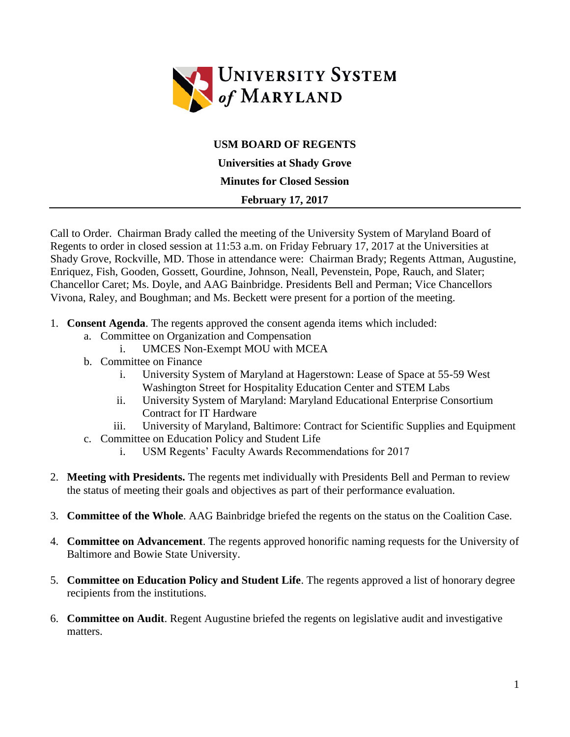UNIVERSITY SYSTEM of MARYLAND

**USM BOARD OF REGENTS**

**Universities at Shady Grove**

**Minutes for Closed Session**

**February 17, 2017**

---

Call to Order. Chairman Brady called the meeting of the University System of Maryland Board of Regents to order in closed session at 11:53 a.m. on Friday February 17, 2017 at the Universities at Shady Grove, Rockville, MD. Those in attendance were: Chairman Brady; Regents Attman, Augustine, Enriquez, Fish, Gooden, Gossett, Gourdine, Johnson, Neall, Pevenstein, Pope, Rauch, and Slater; Chancellor Caret; Ms. Doyle, and AAG Bainbridge. Presidents Bell and Perman; Vice Chancellors Vivona, Raley, and Boughman; and Ms. Beckett were present for a portion of the meeting.

1. **Consent Agenda**. The regents approved the consent agenda items which included:
    a. Committee on Organization and Compensation
        i. UMCES Non-Exempt MOU with MCEA
    b. Committee on Finance
        i. University System of Maryland at Hagerstown: Lease of Space at 55-59 West Washington Street for Hospitality Education Center and STEM Labs
        ii. University System of Maryland: Maryland Educational Enterprise Consortium Contract for IT Hardware
        iii. University of Maryland, Baltimore: Contract for Scientific Supplies and Equipment
    c. Committee on Education Policy and Student Life
        i. USM Regents' Faculty Awards Recommendations for 2017

2. **Meeting with Presidents.** The regents met individually with Presidents Bell and Perman to review the status of meeting their goals and objectives as part of their performance evaluation.

3. **Committee of the Whole**. AAG Bainbridge briefed the regents on the status on the Coalition Case.

4. **Committee on Advancement**. The regents approved honorific naming requests for the University of Baltimore and Bowie State University.

5. **Committee on Education Policy and Student Life**. The regents approved a list of honorary degree recipients from the institutions.

6. **Committee on Audit**. Regent Augustine briefed the regents on legislative audit and investigative matters.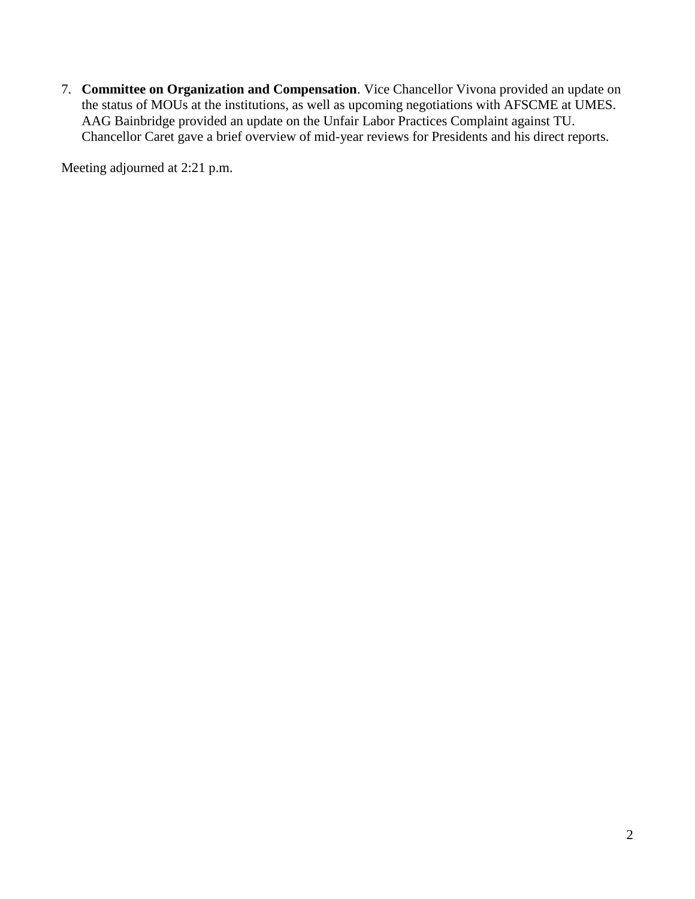7. **Committee on Organization and Compensation**. Vice Chancellor Vivona provided an update on the status of MOUs at the institutions, as well as upcoming negotiations with AFSCME at UMES. AAG Bainbridge provided an update on the Unfair Labor Practices Complaint against TU. Chancellor Caret gave a brief overview of mid-year reviews for Presidents and his direct reports.

Meeting adjourned at 2:21 p.m.